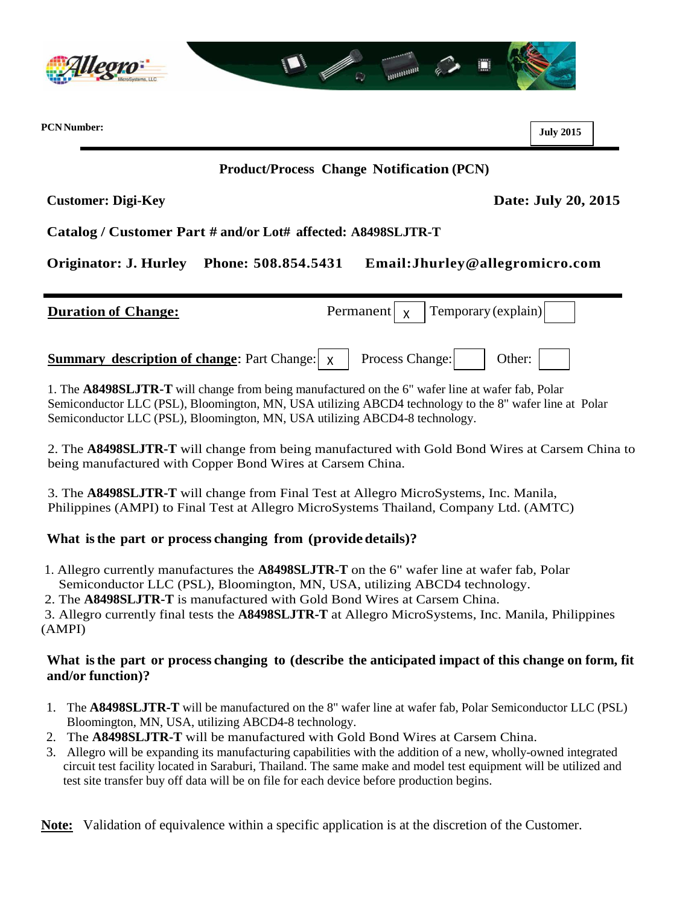**PCN Number:** | **July 2015**

---

## Product/Process Change Notification (PCN)

**Customer: Digi-Key** **Date: July 20, 2015**

**Catalog / Customer Part # and/or Lot# affected: A8498SLJTR-T**

**Originator: J. Hurley Phone: 508.854.5431 Email:Jhurley@allegromicro.com**

---

**Duration of Change:** Permanent [ x ] Temporary (explain) [ ]

**Summary description of change:** Part Change: [ x ] Process Change: [ ] Other: [ ]

1. The **A8498SLJTR-T** will change from being manufactured on the 6" wafer line at wafer fab, Polar Semiconductor LLC (PSL), Bloomington, MN, USA utilizing ABCD4 technology to the 8" wafer line at Polar Semiconductor LLC (PSL), Bloomington, MN, USA utilizing ABCD4-8 technology.

2. The **A8498SLJTR-T** will change from being manufactured with Gold Bond Wires at Carsem China to being manufactured with Copper Bond Wires at Carsem China.

3. The **A8498SLJTR-T** will change from Final Test at Allegro MicroSystems, Inc. Manila, Philippines (AMPI) to Final Test at Allegro MicroSystems Thailand, Company Ltd. (AMTC)

**What is the part or process changing from (provide details)?**

1. Allegro currently manufactures the **A8498SLJTR-T** on the 6" wafer line at wafer fab, Polar Semiconductor LLC (PSL), Bloomington, MN, USA, utilizing ABCD4 technology.
2. The **A8498SLJTR-T** is manufactured with Gold Bond Wires at Carsem China.
3. Allegro currently final tests the **A8498SLJTR-T** at Allegro MicroSystems, Inc. Manila, Philippines (AMPI)

**What is the part or process changing to (describe the anticipated impact of this change on form, fit and/or function)?**

1. The **A8498SLJTR-T** will be manufactured on the 8" wafer line at wafer fab, Polar Semiconductor LLC (PSL) Bloomington, MN, USA, utilizing ABCD4-8 technology.
2. The **A8498SLJTR-T** will be manufactured with Gold Bond Wires at Carsem China.
3. Allegro will be expanding its manufacturing capabilities with the addition of a new, wholly-owned integrated circuit test facility located in Saraburi, Thailand. The same make and model test equipment will be utilized and test site transfer buy off data will be on file for each device before production begins.

**Note:** Validation of equivalence within a specific application is at the discretion of the Customer.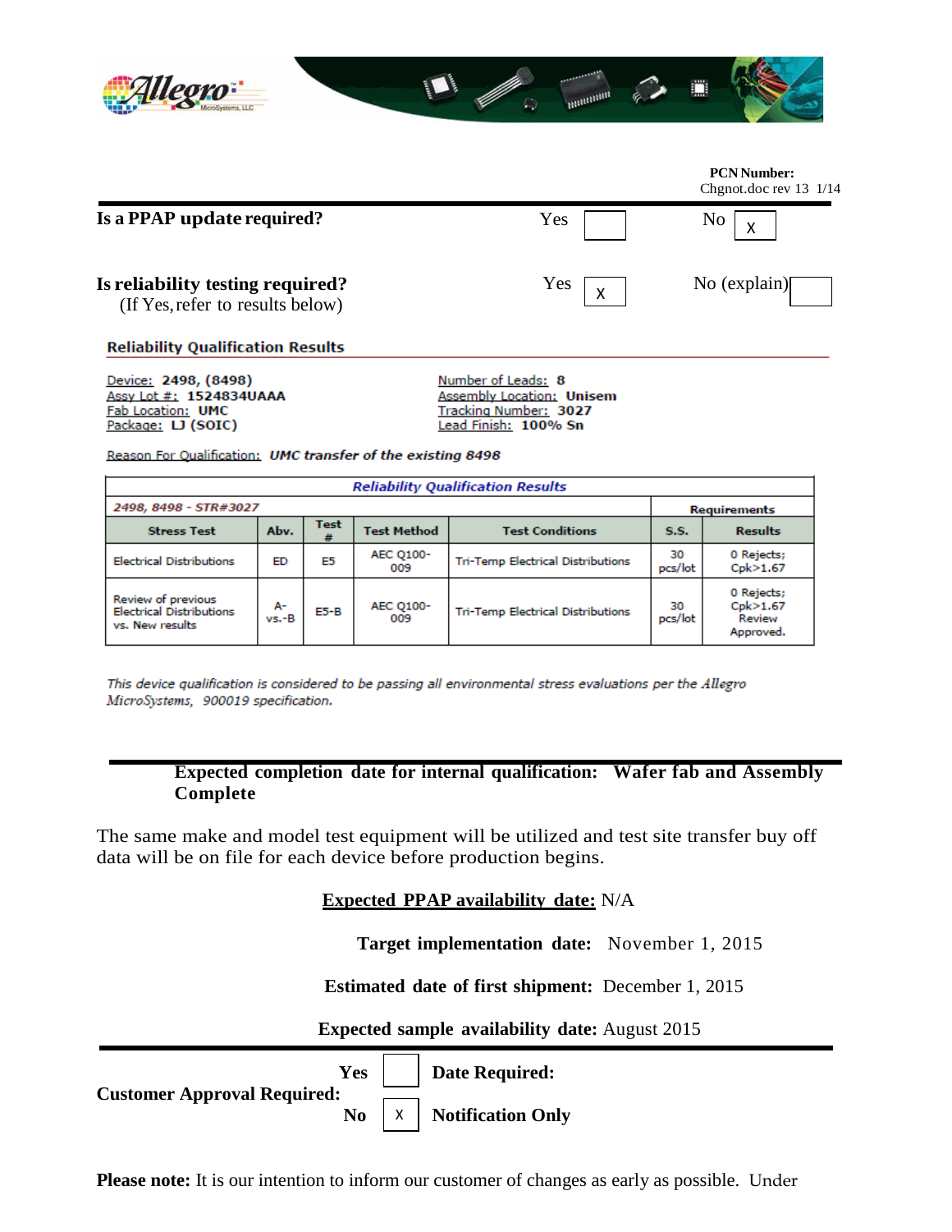**PCN Number:**
Chgnot.doc rev 13 1/14

**Is a PPAP update required?** Yes [ ] No [X]

**Is reliability testing required?** Yes [X] No (explain) [ ]
(If Yes, refer to results below)

**Reliability Qualification Results**

Device: **2498, (8498)**
Assy Lot #: **1524834UAAA**
Fab Location: **UMC**
Package: **LJ (SOIC)**

Number of Leads: **8**
Assembly Location: **Unisem**
Tracking Number: **3027**
Lead Finish: **100% Sn**

Reason For Qualification: ***UMC transfer of the existing 8498***

| *Reliability Qualification Results* | | | | | | |
|---|---|---|---|---|---|---|
| *2498, 8498 - STR#3027* | | | | | Requirements | |
| Stress Test | Abv. | Test # | Test Method | Test Conditions | S.S. | Results |
| Electrical Distributions | ED | E5 | AEC Q100-009 | Tri-Temp Electrical Distributions | 30 pcs/lot | 0 Rejects; Cpk>1.67 |
| Review of previous Electrical Distributions vs. New results | A- vs.-B | E5-B | AEC Q100-009 | Tri-Temp Electrical Distributions | 30 pcs/lot | 0 Rejects; Cpk>1.67 Review Approved. |

*This device qualification is considered to be passing all environmental stress evaluations per the Allegro MicroSystems, 900019 specification.*

**Expected completion date for internal qualification: Wafer fab and Assembly Complete**

The same make and model test equipment will be utilized and test site transfer buy off data will be on file for each device before production begins.

**Expected PPAP availability date:** N/A

**Target implementation date:** November 1, 2015

**Estimated date of first shipment:** December 1, 2015

**Expected sample availability date:** August 2015

**Customer Approval Required:**
**Yes** [ ] **Date Required:**
**No** [X] **Notification Only**

**Please note:** It is our intention to inform our customer of changes as early as possible. Under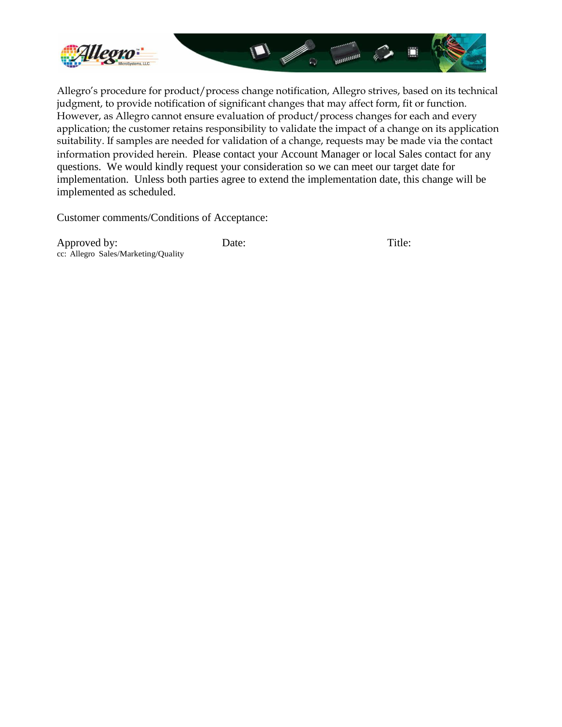Allegro's procedure for product/process change notification, Allegro strives, based on its technical judgment, to provide notification of significant changes that may affect form, fit or function. However, as Allegro cannot ensure evaluation of product/process changes for each and every application; the customer retains responsibility to validate the impact of a change on its application suitability. If samples are needed for validation of a change, requests may be made via the contact information provided herein. Please contact your Account Manager or local Sales contact for any questions. We would kindly request your consideration so we can meet our target date for implementation. Unless both parties agree to extend the implementation date, this change will be implemented as scheduled.

Customer comments/Conditions of Acceptance:

Approved by: Date: Title:

cc: Allegro Sales/Marketing/Quality